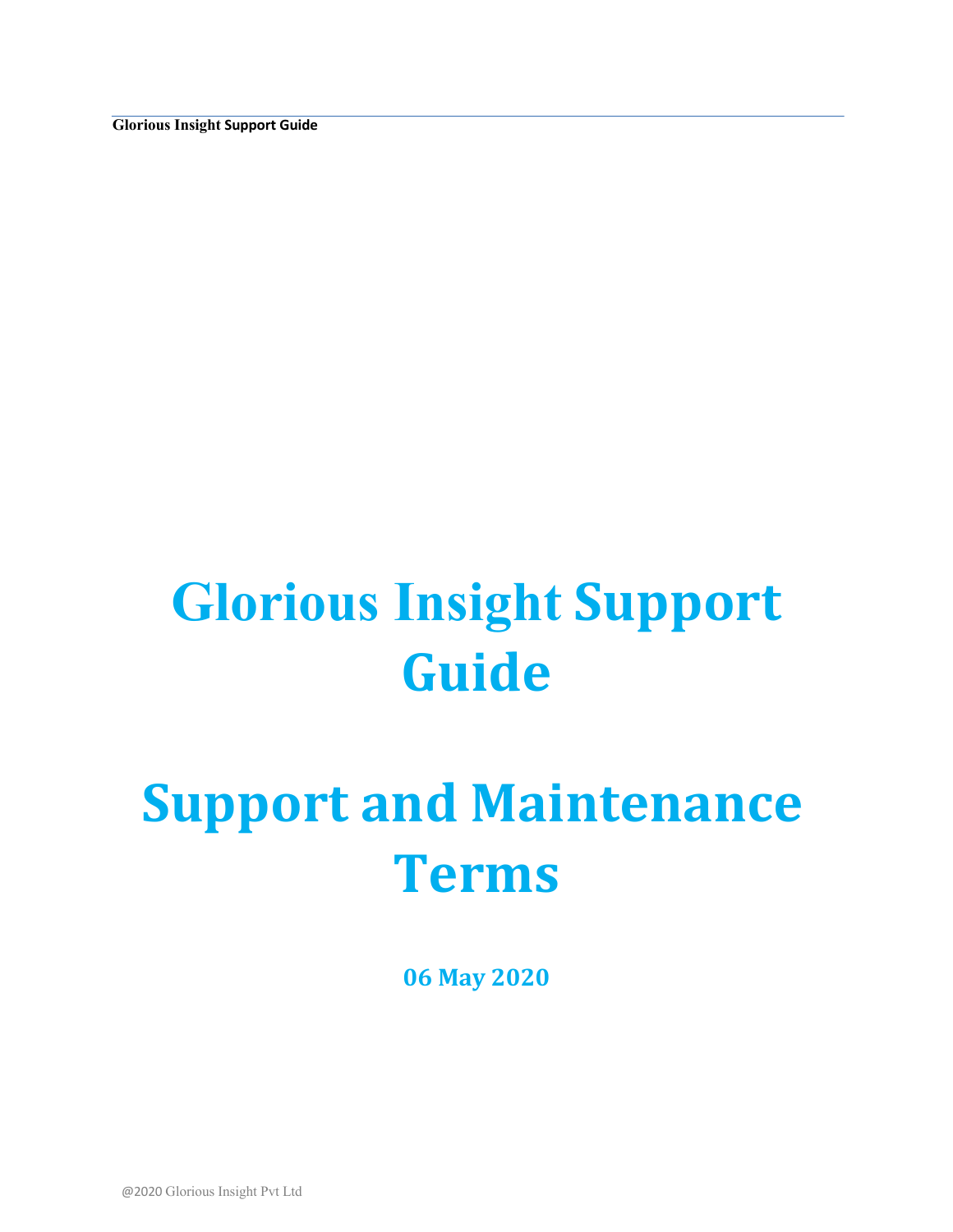# Glorious Insight Support Guide

# Support and Maintenance Terms

**06 May 2020**

@2020 Glorious Insight Pvt Ltd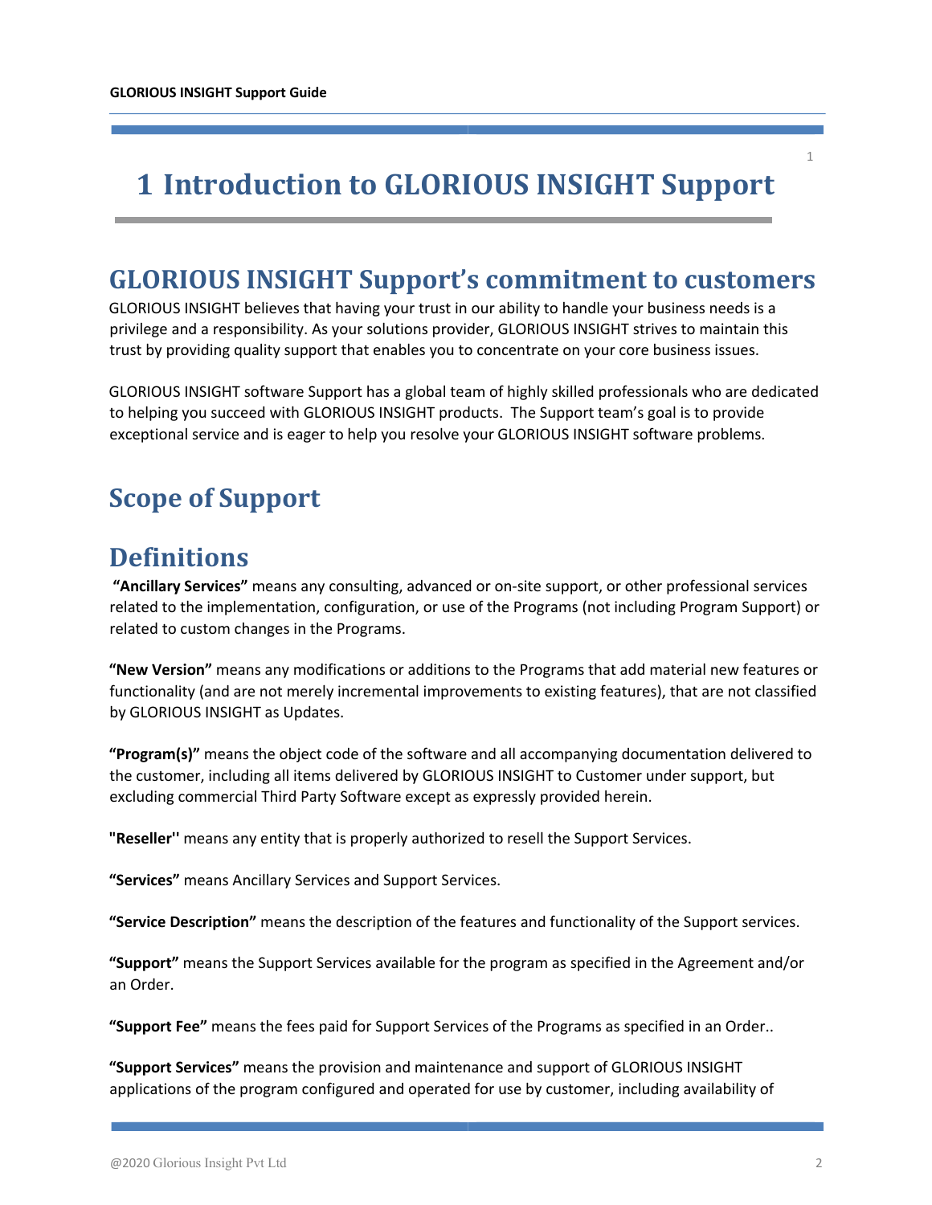# 1 Introduction to GLORIOUS INSIGHT Support

## GLORIOUS INSIGHT Support's commitment to customers

GLORIOUS INSIGHT believes that having your trust in our ability to handle your business needs is a privilege and a responsibility. As your solutions provider, GLORIOUS INSIGHT strives to maintain this trust by providing quality support that enables you to concentrate on your core business issues.

GLORIOUS INSIGHT software Support has a global team of highly skilled professionals who are dedicated to helping you succeed with GLORIOUS INSIGHT products. The Support team's goal is to provide exceptional service and is eager to help you resolve your GLORIOUS INSIGHT software problems.

## Scope of Support

## Definitions

**"Ancillary Services"** means any consulting, advanced or on-site support, or other professional services related to the implementation, configuration, or use of the Programs (not including Program Support) or related to custom changes in the Programs.

**"New Version"** means any modifications or additions to the Programs that add material new features or functionality (and are not merely incremental improvements to existing features), that are not classified by GLORIOUS INSIGHT as Updates.

**"Program(s)"** means the object code of the software and all accompanying documentation delivered to the customer, including all items delivered by GLORIOUS INSIGHT to Customer under support, but excluding commercial Third Party Software except as expressly provided herein.

**"Reseller''** means any entity that is properly authorized to resell the Support Services.

**"Services"** means Ancillary Services and Support Services.

**"Service Description"** means the description of the features and functionality of the Support services.

**"Support"** means the Support Services available for the program as specified in the Agreement and/or an Order.

**"Support Fee"** means the fees paid for Support Services of the Programs as specified in an Order..

**"Support Services"** means the provision and maintenance and support of GLORIOUS INSIGHT applications of the program configured and operated for use by customer, including availability of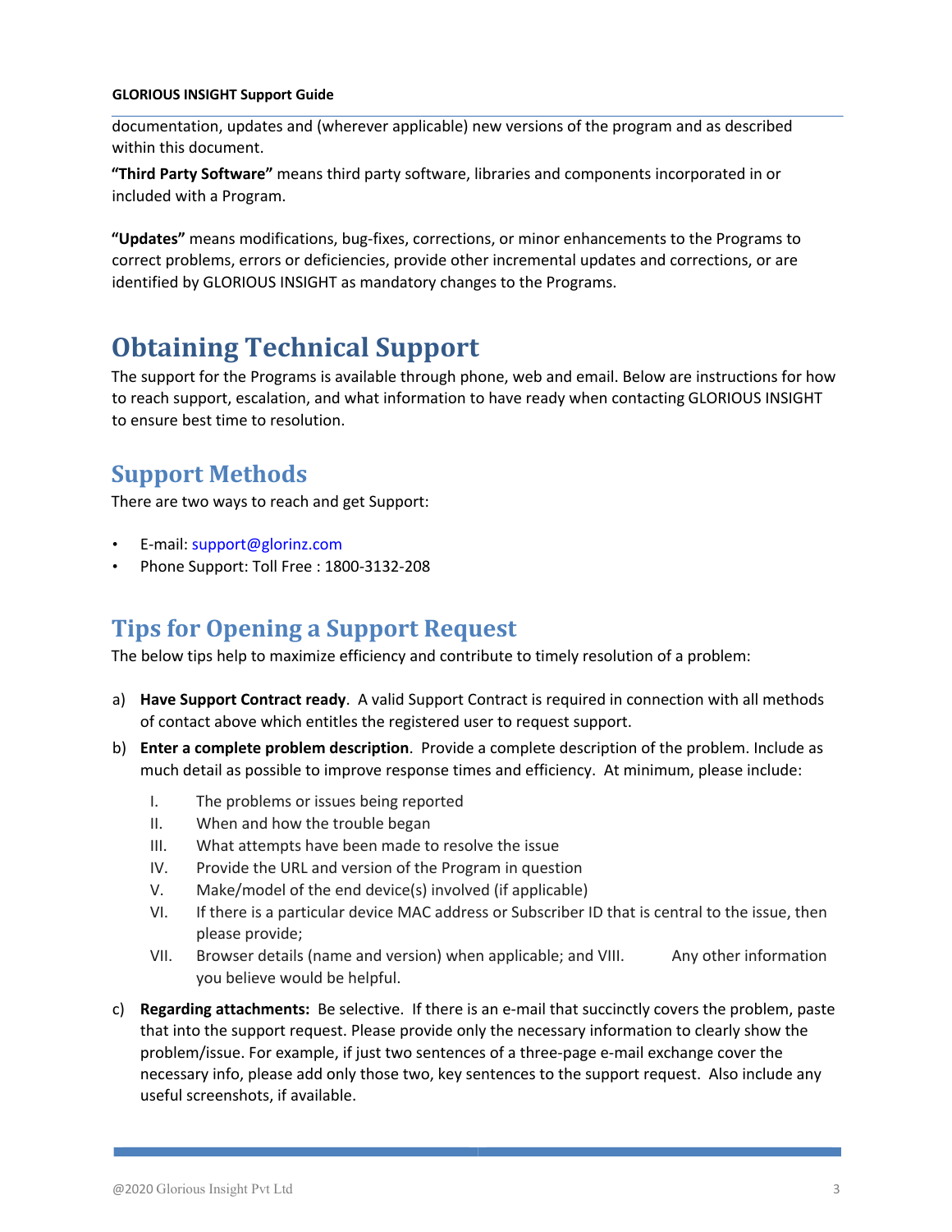documentation, updates and (wherever applicable) new versions of the program and as described within this document.

**"Third Party Software"** means third party software, libraries and components incorporated in or included with a Program.

**"Updates"** means modifications, bug-fixes, corrections, or minor enhancements to the Programs to correct problems, errors or deficiencies, provide other incremental updates and corrections, or are identified by GLORIOUS INSIGHT as mandatory changes to the Programs.

# Obtaining Technical Support

The support for the Programs is available through phone, web and email. Below are instructions for how to reach support, escalation, and what information to have ready when contacting GLORIOUS INSIGHT to ensure best time to resolution.

## Support Methods

There are two ways to reach and get Support:

- E-mail: support@glorinz.com
- Phone Support: Toll Free : 1800-3132-208

## Tips for Opening a Support Request

The below tips help to maximize efficiency and contribute to timely resolution of a problem:

a) **Have Support Contract ready**. A valid Support Contract is required in connection with all methods of contact above which entitles the registered user to request support.

b) **Enter a complete problem description**. Provide a complete description of the problem. Include as much detail as possible to improve response times and efficiency. At minimum, please include:

   I. The problems or issues being reported
   II. When and how the trouble began
   III. What attempts have been made to resolve the issue
   IV. Provide the URL and version of the Program in question
   V. Make/model of the end device(s) involved (if applicable)
   VI. If there is a particular device MAC address or Subscriber ID that is central to the issue, then please provide;
   VII. Browser details (name and version) when applicable; and VIII. Any other information you believe would be helpful.

c) **Regarding attachments:** Be selective. If there is an e-mail that succinctly covers the problem, paste that into the support request. Please provide only the necessary information to clearly show the problem/issue. For example, if just two sentences of a three-page e-mail exchange cover the necessary info, please add only those two, key sentences to the support request. Also include any useful screenshots, if available.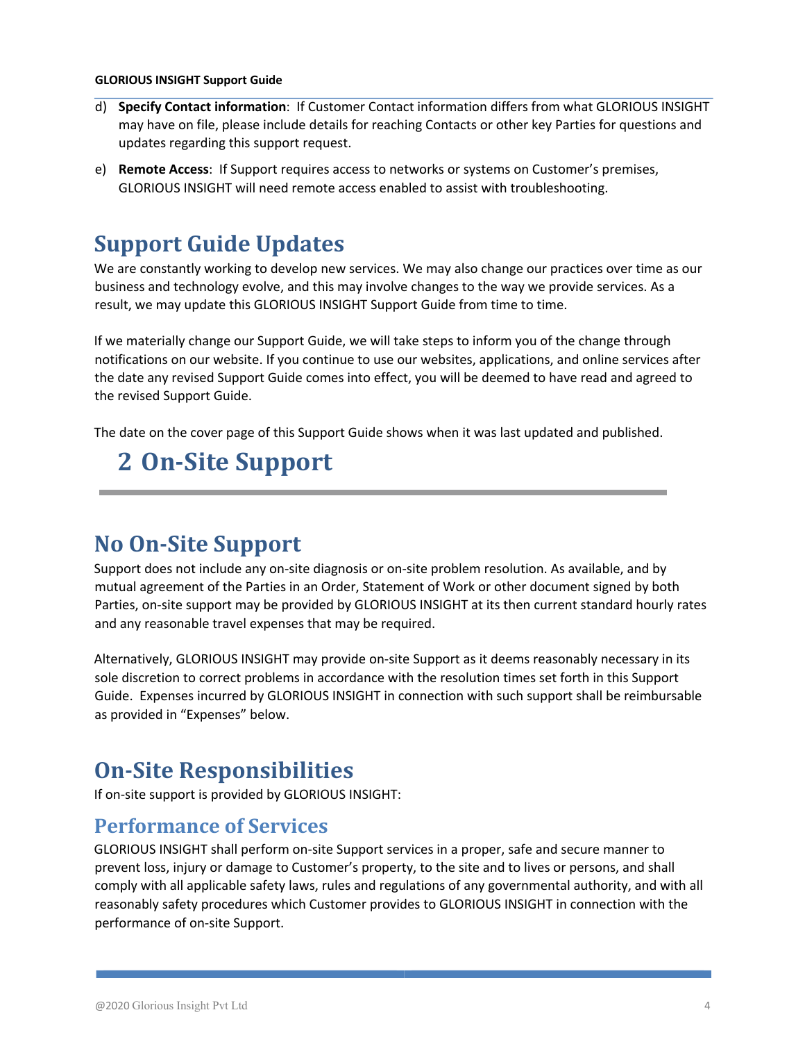d) **Specify Contact information**: If Customer Contact information differs from what GLORIOUS INSIGHT may have on file, please include details for reaching Contacts or other key Parties for questions and updates regarding this support request.

e) **Remote Access**: If Support requires access to networks or systems on Customer's premises, GLORIOUS INSIGHT will need remote access enabled to assist with troubleshooting.

## Support Guide Updates

We are constantly working to develop new services. We may also change our practices over time as our business and technology evolve, and this may involve changes to the way we provide services. As a result, we may update this GLORIOUS INSIGHT Support Guide from time to time.

If we materially change our Support Guide, we will take steps to inform you of the change through notifications on our website. If you continue to use our websites, applications, and online services after the date any revised Support Guide comes into effect, you will be deemed to have read and agreed to the revised Support Guide.

The date on the cover page of this Support Guide shows when it was last updated and published.

# 2 On-Site Support

## No On-Site Support

Support does not include any on-site diagnosis or on-site problem resolution. As available, and by mutual agreement of the Parties in an Order, Statement of Work or other document signed by both Parties, on-site support may be provided by GLORIOUS INSIGHT at its then current standard hourly rates and any reasonable travel expenses that may be required.

Alternatively, GLORIOUS INSIGHT may provide on-site Support as it deems reasonably necessary in its sole discretion to correct problems in accordance with the resolution times set forth in this Support Guide. Expenses incurred by GLORIOUS INSIGHT in connection with such support shall be reimbursable as provided in "Expenses" below.

## On-Site Responsibilities

If on-site support is provided by GLORIOUS INSIGHT:

### Performance of Services

GLORIOUS INSIGHT shall perform on-site Support services in a proper, safe and secure manner to prevent loss, injury or damage to Customer's property, to the site and to lives or persons, and shall comply with all applicable safety laws, rules and regulations of any governmental authority, and with all reasonably safety procedures which Customer provides to GLORIOUS INSIGHT in connection with the performance of on-site Support.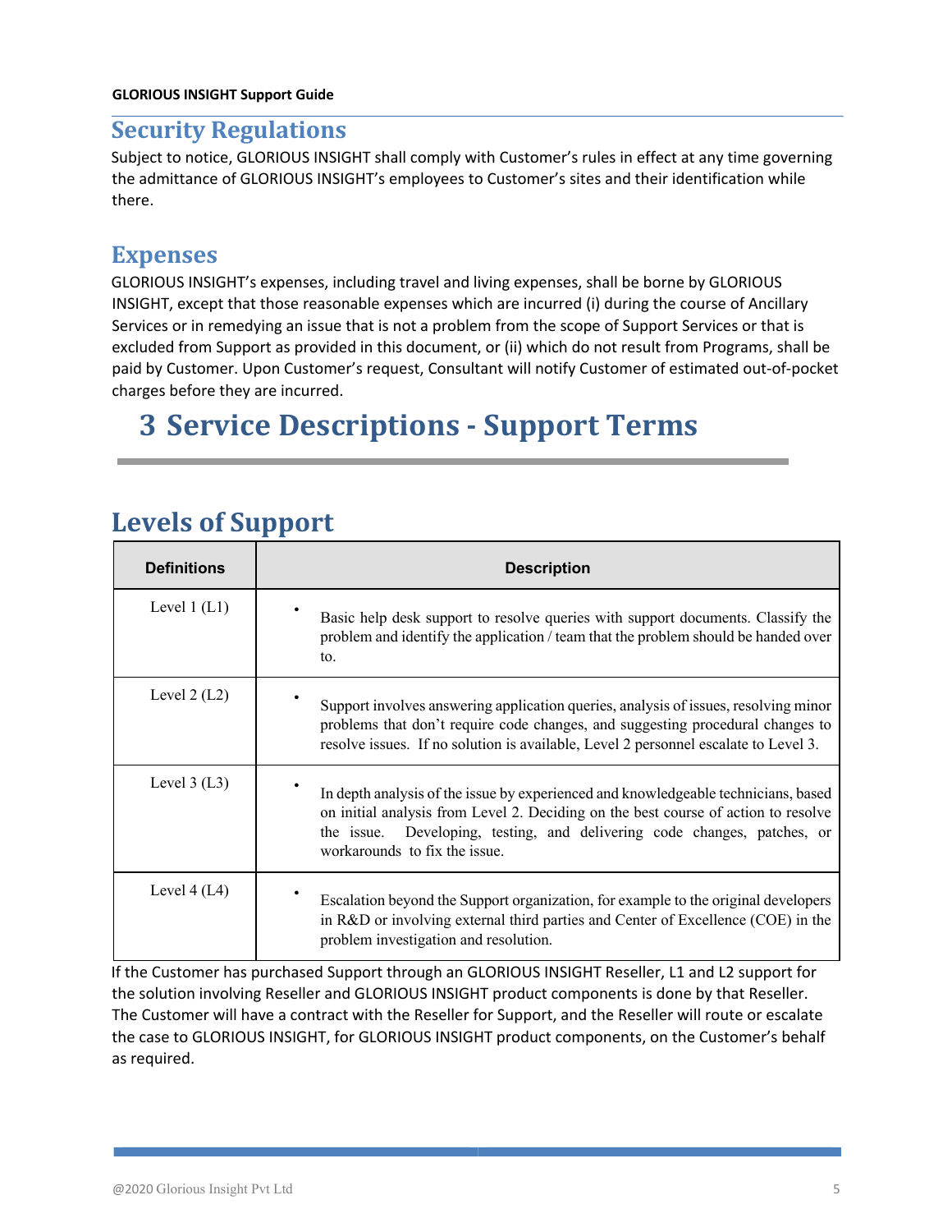## Security Regulations

Subject to notice, GLORIOUS INSIGHT shall comply with Customer's rules in effect at any time governing the admittance of GLORIOUS INSIGHT's employees to Customer's sites and their identification while there.

## Expenses

GLORIOUS INSIGHT's expenses, including travel and living expenses, shall be borne by GLORIOUS INSIGHT, except that those reasonable expenses which are incurred (i) during the course of Ancillary Services or in remedying an issue that is not a problem from the scope of Support Services or that is excluded from Support as provided in this document, or (ii) which do not result from Programs, shall be paid by Customer. Upon Customer's request, Consultant will notify Customer of estimated out-of-pocket charges before they are incurred.

# 3 Service Descriptions - Support Terms

## Levels of Support

| Definitions | Description |
|---|---|
| Level 1 (L1) | • Basic help desk support to resolve queries with support documents. Classify the problem and identify the application / team that the problem should be handed over to. |
| Level 2 (L2) | • Support involves answering application queries, analysis of issues, resolving minor problems that don't require code changes, and suggesting procedural changes to resolve issues. If no solution is available, Level 2 personnel escalate to Level 3. |
| Level 3 (L3) | • In depth analysis of the issue by experienced and knowledgeable technicians, based on initial analysis from Level 2. Deciding on the best course of action to resolve the issue. Developing, testing, and delivering code changes, patches, or workarounds to fix the issue. |
| Level 4 (L4) | • Escalation beyond the Support organization, for example to the original developers in R&D or involving external third parties and Center of Excellence (COE) in the problem investigation and resolution. |

If the Customer has purchased Support through an GLORIOUS INSIGHT Reseller, L1 and L2 support for the solution involving Reseller and GLORIOUS INSIGHT product components is done by that Reseller. The Customer will have a contract with the Reseller for Support, and the Reseller will route or escalate the case to GLORIOUS INSIGHT, for GLORIOUS INSIGHT product components, on the Customer's behalf as required.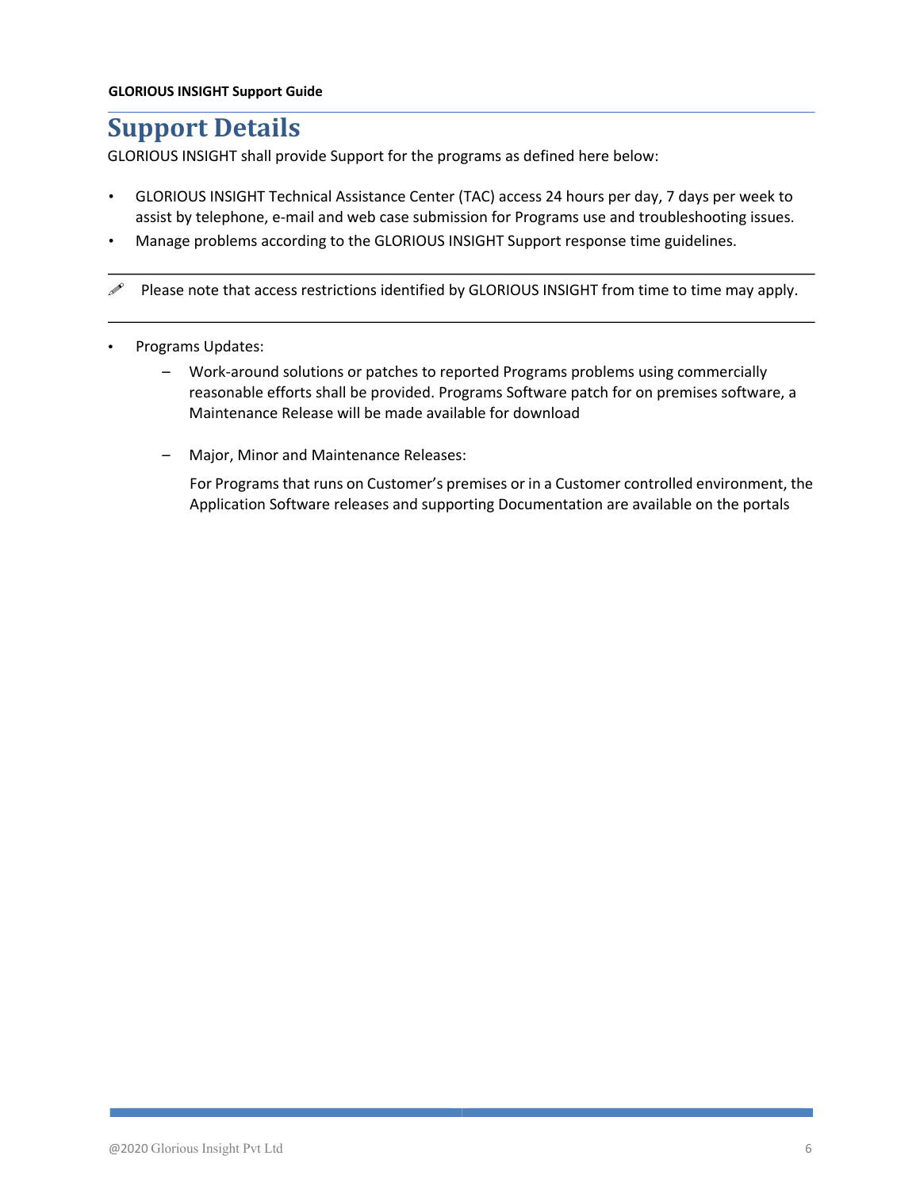# Support Details

GLORIOUS INSIGHT shall provide Support for the programs as defined here below:

- GLORIOUS INSIGHT Technical Assistance Center (TAC) access 24 hours per day, 7 days per week to assist by telephone, e-mail and web case submission for Programs use and troubleshooting issues.
- Manage problems according to the GLORIOUS INSIGHT Support response time guidelines.

---

✎ Please note that access restrictions identified by GLORIOUS INSIGHT from time to time may apply.

---

- Programs Updates:
  - Work-around solutions or patches to reported Programs problems using commercially reasonable efforts shall be provided. Programs Software patch for on premises software, a Maintenance Release will be made available for download
  - Major, Minor and Maintenance Releases:

    For Programs that runs on Customer's premises or in a Customer controlled environment, the Application Software releases and supporting Documentation are available on the portals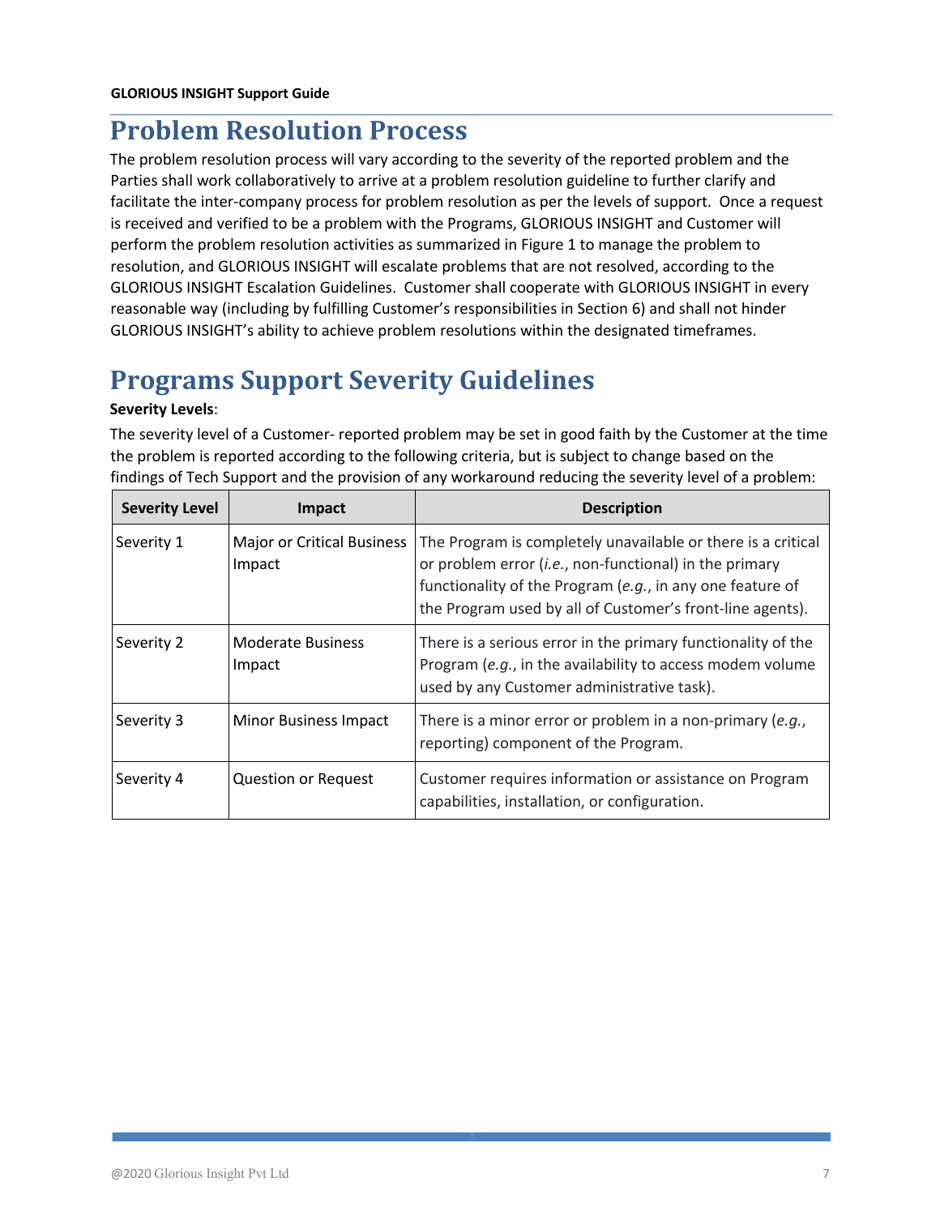# Problem Resolution Process

The problem resolution process will vary according to the severity of the reported problem and the Parties shall work collaboratively to arrive at a problem resolution guideline to further clarify and facilitate the inter-company process for problem resolution as per the levels of support. Once a request is received and verified to be a problem with the Programs, GLORIOUS INSIGHT and Customer will perform the problem resolution activities as summarized in Figure 1 to manage the problem to resolution, and GLORIOUS INSIGHT will escalate problems that are not resolved, according to the GLORIOUS INSIGHT Escalation Guidelines. Customer shall cooperate with GLORIOUS INSIGHT in every reasonable way (including by fulfilling Customer's responsibilities in Section 6) and shall not hinder GLORIOUS INSIGHT's ability to achieve problem resolutions within the designated timeframes.

# Programs Support Severity Guidelines

**Severity Levels**:

The severity level of a Customer- reported problem may be set in good faith by the Customer at the time the problem is reported according to the following criteria, but is subject to change based on the findings of Tech Support and the provision of any workaround reducing the severity level of a problem:

| Severity Level | Impact | Description |
|---|---|---|
| Severity 1 | Major or Critical Business Impact | The Program is completely unavailable or there is a critical or problem error (*i.e.*, non-functional) in the primary functionality of the Program (*e.g.*, in any one feature of the Program used by all of Customer's front-line agents). |
| Severity 2 | Moderate Business Impact | There is a serious error in the primary functionality of the Program (*e.g.*, in the availability to access modem volume used by any Customer administrative task). |
| Severity 3 | Minor Business Impact | There is a minor error or problem in a non-primary (*e.g.*, reporting) component of the Program. |
| Severity 4 | Question or Request | Customer requires information or assistance on Program capabilities, installation, or configuration. |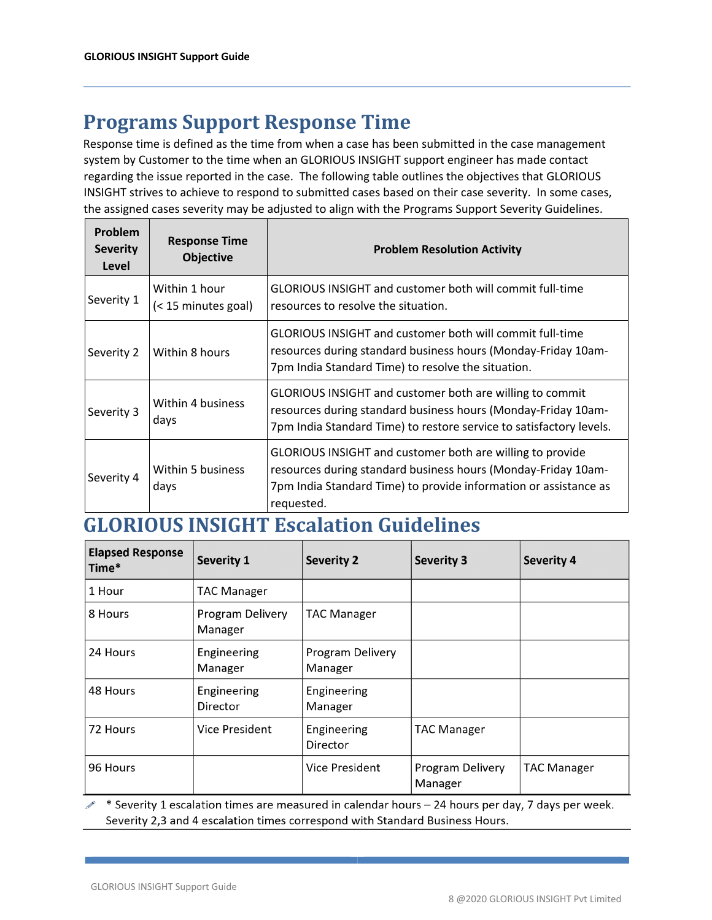## Programs Support Response Time

Response time is defined as the time from when a case has been submitted in the case management system by Customer to the time when an GLORIOUS INSIGHT support engineer has made contact regarding the issue reported in the case. The following table outlines the objectives that GLORIOUS INSIGHT strives to achieve to respond to submitted cases based on their case severity. In some cases, the assigned cases severity may be adjusted to align with the Programs Support Severity Guidelines.

| Problem Severity Level | Response Time Objective | Problem Resolution Activity |
|---|---|---|
| Severity 1 | Within 1 hour (< 15 minutes goal) | GLORIOUS INSIGHT and customer both will commit full-time resources to resolve the situation. |
| Severity 2 | Within 8 hours | GLORIOUS INSIGHT and customer both will commit full-time resources during standard business hours (Monday-Friday 10am-7pm India Standard Time) to resolve the situation. |
| Severity 3 | Within 4 business days | GLORIOUS INSIGHT and customer both are willing to commit resources during standard business hours (Monday-Friday 10am-7pm India Standard Time) to restore service to satisfactory levels. |
| Severity 4 | Within 5 business days | GLORIOUS INSIGHT and customer both are willing to provide resources during standard business hours (Monday-Friday 10am-7pm India Standard Time) to provide information or assistance as requested. |

## GLORIOUS INSIGHT Escalation Guidelines

| Elapsed Response Time* | Severity 1 | Severity 2 | Severity 3 | Severity 4 |
|---|---|---|---|---|
| 1 Hour | TAC Manager | | | |
| 8 Hours | Program Delivery Manager | TAC Manager | | |
| 24 Hours | Engineering Manager | Program Delivery Manager | | |
| 48 Hours | Engineering Director | Engineering Manager | | |
| 72 Hours | Vice President | Engineering Director | TAC Manager | |
| 96 Hours | | Vice President | Program Delivery Manager | TAC Manager |

* Severity 1 escalation times are measured in calendar hours – 24 hours per day, 7 days per week. Severity 2,3 and 4 escalation times correspond with Standard Business Hours.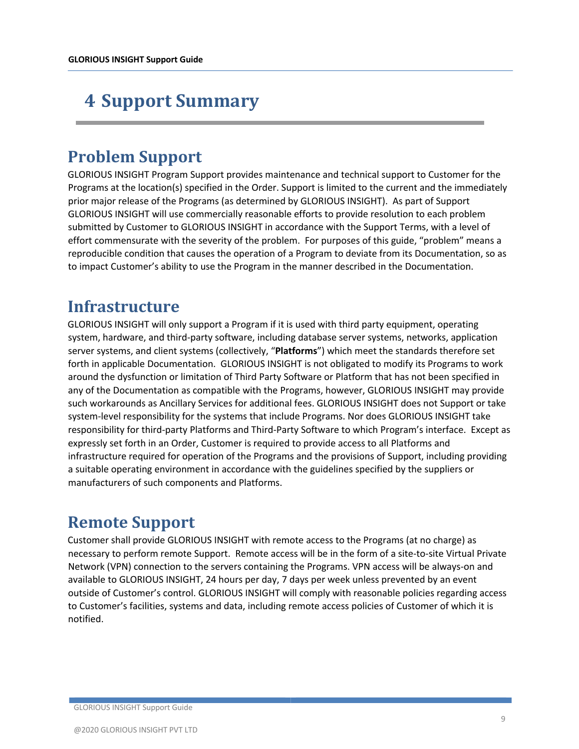# 4 Support Summary

## Problem Support

GLORIOUS INSIGHT Program Support provides maintenance and technical support to Customer for the Programs at the location(s) specified in the Order. Support is limited to the current and the immediately prior major release of the Programs (as determined by GLORIOUS INSIGHT). As part of Support GLORIOUS INSIGHT will use commercially reasonable efforts to provide resolution to each problem submitted by Customer to GLORIOUS INSIGHT in accordance with the Support Terms, with a level of effort commensurate with the severity of the problem. For purposes of this guide, "problem" means a reproducible condition that causes the operation of a Program to deviate from its Documentation, so as to impact Customer's ability to use the Program in the manner described in the Documentation.

## Infrastructure

GLORIOUS INSIGHT will only support a Program if it is used with third party equipment, operating system, hardware, and third-party software, including database server systems, networks, application server systems, and client systems (collectively, "**Platforms**") which meet the standards therefore set forth in applicable Documentation. GLORIOUS INSIGHT is not obligated to modify its Programs to work around the dysfunction or limitation of Third Party Software or Platform that has not been specified in any of the Documentation as compatible with the Programs, however, GLORIOUS INSIGHT may provide such workarounds as Ancillary Services for additional fees. GLORIOUS INSIGHT does not Support or take system-level responsibility for the systems that include Programs. Nor does GLORIOUS INSIGHT take responsibility for third-party Platforms and Third-Party Software to which Program's interface. Except as expressly set forth in an Order, Customer is required to provide access to all Platforms and infrastructure required for operation of the Programs and the provisions of Support, including providing a suitable operating environment in accordance with the guidelines specified by the suppliers or manufacturers of such components and Platforms.

## Remote Support

Customer shall provide GLORIOUS INSIGHT with remote access to the Programs (at no charge) as necessary to perform remote Support. Remote access will be in the form of a site-to-site Virtual Private Network (VPN) connection to the servers containing the Programs. VPN access will be always-on and available to GLORIOUS INSIGHT, 24 hours per day, 7 days per week unless prevented by an event outside of Customer's control. GLORIOUS INSIGHT will comply with reasonable policies regarding access to Customer's facilities, systems and data, including remote access policies of Customer of which it is notified.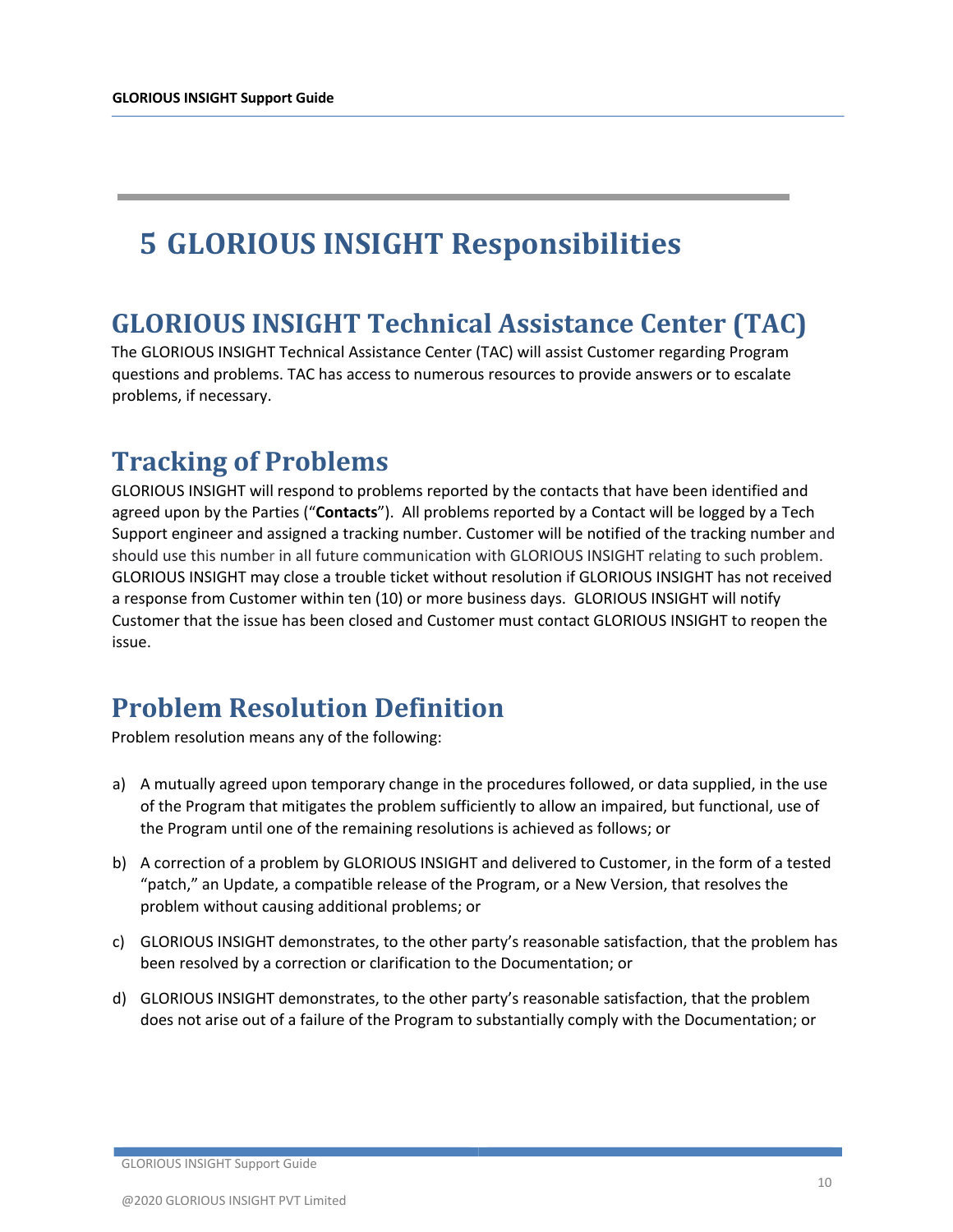# 5 GLORIOUS INSIGHT Responsibilities

## GLORIOUS INSIGHT Technical Assistance Center (TAC)

The GLORIOUS INSIGHT Technical Assistance Center (TAC) will assist Customer regarding Program questions and problems. TAC has access to numerous resources to provide answers or to escalate problems, if necessary.

## Tracking of Problems

GLORIOUS INSIGHT will respond to problems reported by the contacts that have been identified and agreed upon by the Parties ("**Contacts**"). All problems reported by a Contact will be logged by a Tech Support engineer and assigned a tracking number. Customer will be notified of the tracking number and should use this number in all future communication with GLORIOUS INSIGHT relating to such problem. GLORIOUS INSIGHT may close a trouble ticket without resolution if GLORIOUS INSIGHT has not received a response from Customer within ten (10) or more business days. GLORIOUS INSIGHT will notify Customer that the issue has been closed and Customer must contact GLORIOUS INSIGHT to reopen the issue.

## Problem Resolution Definition

Problem resolution means any of the following:

a) A mutually agreed upon temporary change in the procedures followed, or data supplied, in the use of the Program that mitigates the problem sufficiently to allow an impaired, but functional, use of the Program until one of the remaining resolutions is achieved as follows; or

b) A correction of a problem by GLORIOUS INSIGHT and delivered to Customer, in the form of a tested "patch," an Update, a compatible release of the Program, or a New Version, that resolves the problem without causing additional problems; or

c) GLORIOUS INSIGHT demonstrates, to the other party's reasonable satisfaction, that the problem has been resolved by a correction or clarification to the Documentation; or

d) GLORIOUS INSIGHT demonstrates, to the other party's reasonable satisfaction, that the problem does not arise out of a failure of the Program to substantially comply with the Documentation; or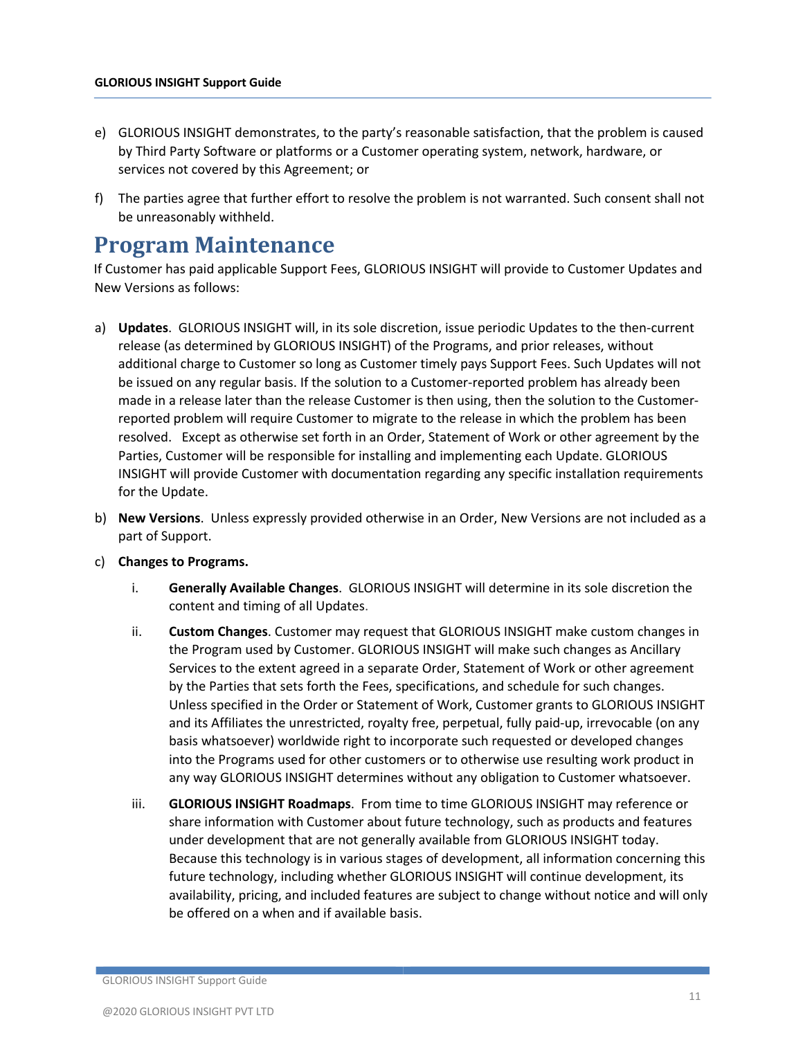e) GLORIOUS INSIGHT demonstrates, to the party's reasonable satisfaction, that the problem is caused by Third Party Software or platforms or a Customer operating system, network, hardware, or services not covered by this Agreement; or

f) The parties agree that further effort to resolve the problem is not warranted. Such consent shall not be unreasonably withheld.

# Program Maintenance

If Customer has paid applicable Support Fees, GLORIOUS INSIGHT will provide to Customer Updates and New Versions as follows:

a) **Updates**. GLORIOUS INSIGHT will, in its sole discretion, issue periodic Updates to the then-current release (as determined by GLORIOUS INSIGHT) of the Programs, and prior releases, without additional charge to Customer so long as Customer timely pays Support Fees. Such Updates will not be issued on any regular basis. If the solution to a Customer-reported problem has already been made in a release later than the release Customer is then using, then the solution to the Customer-reported problem will require Customer to migrate to the release in which the problem has been resolved. Except as otherwise set forth in an Order, Statement of Work or other agreement by the Parties, Customer will be responsible for installing and implementing each Update. GLORIOUS INSIGHT will provide Customer with documentation regarding any specific installation requirements for the Update.

b) **New Versions**. Unless expressly provided otherwise in an Order, New Versions are not included as a part of Support.

c) **Changes to Programs.**

   i. **Generally Available Changes**. GLORIOUS INSIGHT will determine in its sole discretion the content and timing of all Updates.

   ii. **Custom Changes**. Customer may request that GLORIOUS INSIGHT make custom changes in the Program used by Customer. GLORIOUS INSIGHT will make such changes as Ancillary Services to the extent agreed in a separate Order, Statement of Work or other agreement by the Parties that sets forth the Fees, specifications, and schedule for such changes. Unless specified in the Order or Statement of Work, Customer grants to GLORIOUS INSIGHT and its Affiliates the unrestricted, royalty free, perpetual, fully paid-up, irrevocable (on any basis whatsoever) worldwide right to incorporate such requested or developed changes into the Programs used for other customers or to otherwise use resulting work product in any way GLORIOUS INSIGHT determines without any obligation to Customer whatsoever.

   iii. **GLORIOUS INSIGHT Roadmaps**. From time to time GLORIOUS INSIGHT may reference or share information with Customer about future technology, such as products and features under development that are not generally available from GLORIOUS INSIGHT today. Because this technology is in various stages of development, all information concerning this future technology, including whether GLORIOUS INSIGHT will continue development, its availability, pricing, and included features are subject to change without notice and will only be offered on a when and if available basis.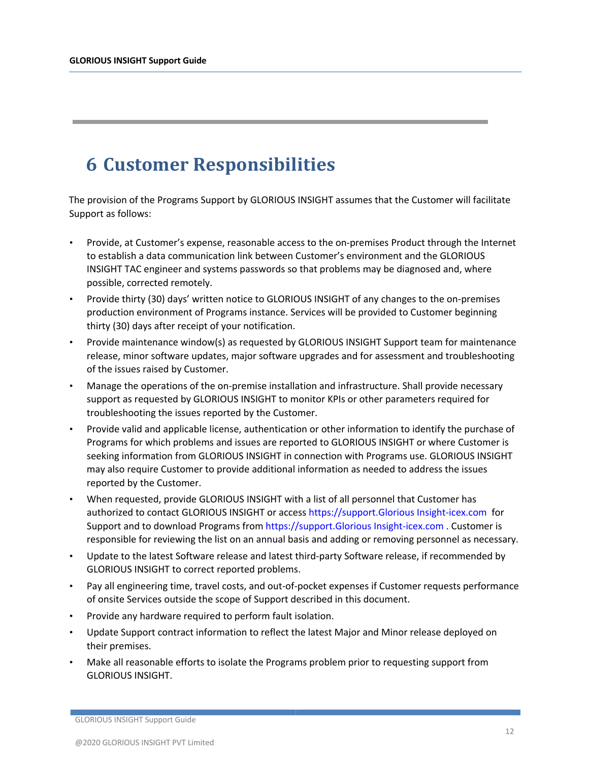# 6 Customer Responsibilities

The provision of the Programs Support by GLORIOUS INSIGHT assumes that the Customer will facilitate Support as follows:

- Provide, at Customer's expense, reasonable access to the on-premises Product through the Internet to establish a data communication link between Customer's environment and the GLORIOUS INSIGHT TAC engineer and systems passwords so that problems may be diagnosed and, where possible, corrected remotely.
- Provide thirty (30) days' written notice to GLORIOUS INSIGHT of any changes to the on-premises production environment of Programs instance. Services will be provided to Customer beginning thirty (30) days after receipt of your notification.
- Provide maintenance window(s) as requested by GLORIOUS INSIGHT Support team for maintenance release, minor software updates, major software upgrades and for assessment and troubleshooting of the issues raised by Customer.
- Manage the operations of the on-premise installation and infrastructure. Shall provide necessary support as requested by GLORIOUS INSIGHT to monitor KPIs or other parameters required for troubleshooting the issues reported by the Customer.
- Provide valid and applicable license, authentication or other information to identify the purchase of Programs for which problems and issues are reported to GLORIOUS INSIGHT or where Customer is seeking information from GLORIOUS INSIGHT in connection with Programs use. GLORIOUS INSIGHT may also require Customer to provide additional information as needed to address the issues reported by the Customer.
- When requested, provide GLORIOUS INSIGHT with a list of all personnel that Customer has authorized to contact GLORIOUS INSIGHT or access https://support.Glorious Insight-icex.com for Support and to download Programs from https://support.Glorious Insight-icex.com . Customer is responsible for reviewing the list on an annual basis and adding or removing personnel as necessary.
- Update to the latest Software release and latest third-party Software release, if recommended by GLORIOUS INSIGHT to correct reported problems.
- Pay all engineering time, travel costs, and out-of-pocket expenses if Customer requests performance of onsite Services outside the scope of Support described in this document.
- Provide any hardware required to perform fault isolation.
- Update Support contract information to reflect the latest Major and Minor release deployed on their premises.
- Make all reasonable efforts to isolate the Programs problem prior to requesting support from GLORIOUS INSIGHT.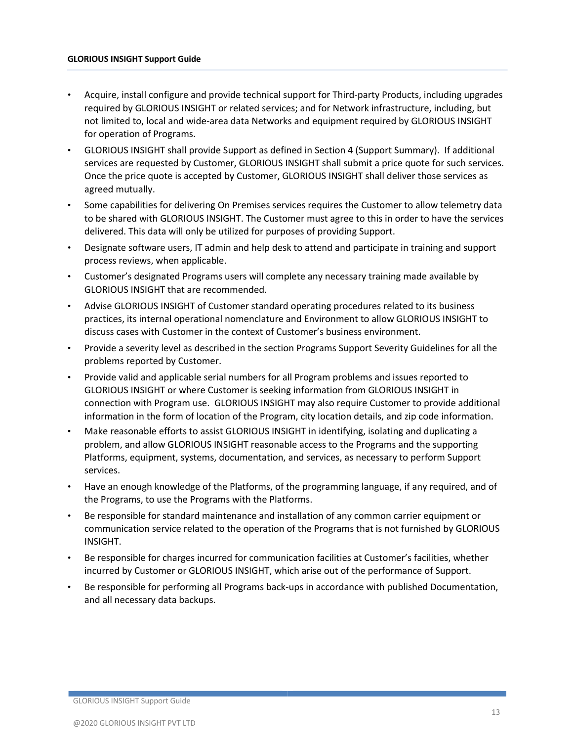- Acquire, install configure and provide technical support for Third-party Products, including upgrades required by GLORIOUS INSIGHT or related services; and for Network infrastructure, including, but not limited to, local and wide-area data Networks and equipment required by GLORIOUS INSIGHT for operation of Programs.
- GLORIOUS INSIGHT shall provide Support as defined in Section 4 (Support Summary). If additional services are requested by Customer, GLORIOUS INSIGHT shall submit a price quote for such services. Once the price quote is accepted by Customer, GLORIOUS INSIGHT shall deliver those services as agreed mutually.
- Some capabilities for delivering On Premises services requires the Customer to allow telemetry data to be shared with GLORIOUS INSIGHT. The Customer must agree to this in order to have the services delivered. This data will only be utilized for purposes of providing Support.
- Designate software users, IT admin and help desk to attend and participate in training and support process reviews, when applicable.
- Customer's designated Programs users will complete any necessary training made available by GLORIOUS INSIGHT that are recommended.
- Advise GLORIOUS INSIGHT of Customer standard operating procedures related to its business practices, its internal operational nomenclature and Environment to allow GLORIOUS INSIGHT to discuss cases with Customer in the context of Customer's business environment.
- Provide a severity level as described in the section Programs Support Severity Guidelines for all the problems reported by Customer.
- Provide valid and applicable serial numbers for all Program problems and issues reported to GLORIOUS INSIGHT or where Customer is seeking information from GLORIOUS INSIGHT in connection with Program use. GLORIOUS INSIGHT may also require Customer to provide additional information in the form of location of the Program, city location details, and zip code information.
- Make reasonable efforts to assist GLORIOUS INSIGHT in identifying, isolating and duplicating a problem, and allow GLORIOUS INSIGHT reasonable access to the Programs and the supporting Platforms, equipment, systems, documentation, and services, as necessary to perform Support services.
- Have an enough knowledge of the Platforms, of the programming language, if any required, and of the Programs, to use the Programs with the Platforms.
- Be responsible for standard maintenance and installation of any common carrier equipment or communication service related to the operation of the Programs that is not furnished by GLORIOUS INSIGHT.
- Be responsible for charges incurred for communication facilities at Customer's facilities, whether incurred by Customer or GLORIOUS INSIGHT, which arise out of the performance of Support.
- Be responsible for performing all Programs back-ups in accordance with published Documentation, and all necessary data backups.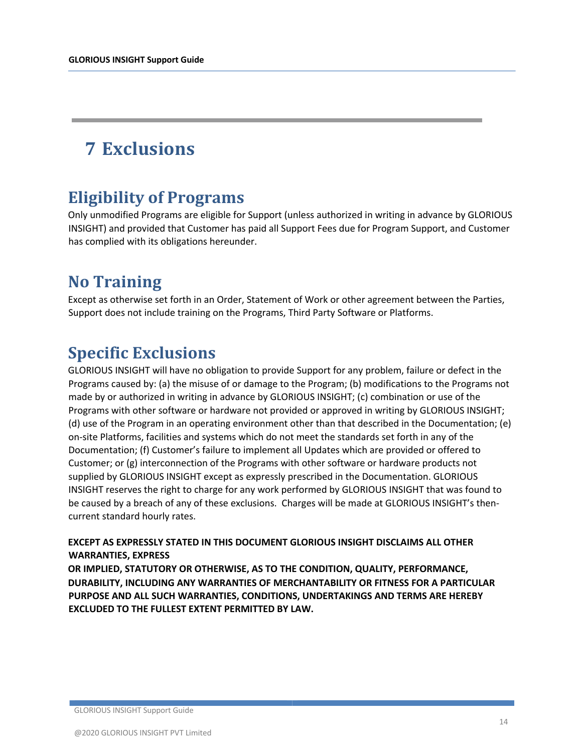# 7 Exclusions

## Eligibility of Programs

Only unmodified Programs are eligible for Support (unless authorized in writing in advance by GLORIOUS INSIGHT) and provided that Customer has paid all Support Fees due for Program Support, and Customer has complied with its obligations hereunder.

## No Training

Except as otherwise set forth in an Order, Statement of Work or other agreement between the Parties, Support does not include training on the Programs, Third Party Software or Platforms.

## Specific Exclusions

GLORIOUS INSIGHT will have no obligation to provide Support for any problem, failure or defect in the Programs caused by: (a) the misuse of or damage to the Program; (b) modifications to the Programs not made by or authorized in writing in advance by GLORIOUS INSIGHT; (c) combination or use of the Programs with other software or hardware not provided or approved in writing by GLORIOUS INSIGHT; (d) use of the Program in an operating environment other than that described in the Documentation; (e) on-site Platforms, facilities and systems which do not meet the standards set forth in any of the Documentation; (f) Customer's failure to implement all Updates which are provided or offered to Customer; or (g) interconnection of the Programs with other software or hardware products not supplied by GLORIOUS INSIGHT except as expressly prescribed in the Documentation. GLORIOUS INSIGHT reserves the right to charge for any work performed by GLORIOUS INSIGHT that was found to be caused by a breach of any of these exclusions. Charges will be made at GLORIOUS INSIGHT's then-current standard hourly rates.

**EXCEPT AS EXPRESSLY STATED IN THIS DOCUMENT GLORIOUS INSIGHT DISCLAIMS ALL OTHER WARRANTIES, EXPRESS OR IMPLIED, STATUTORY OR OTHERWISE, AS TO THE CONDITION, QUALITY, PERFORMANCE, DURABILITY, INCLUDING ANY WARRANTIES OF MERCHANTABILITY OR FITNESS FOR A PARTICULAR PURPOSE AND ALL SUCH WARRANTIES, CONDITIONS, UNDERTAKINGS AND TERMS ARE HEREBY EXCLUDED TO THE FULLEST EXTENT PERMITTED BY LAW.**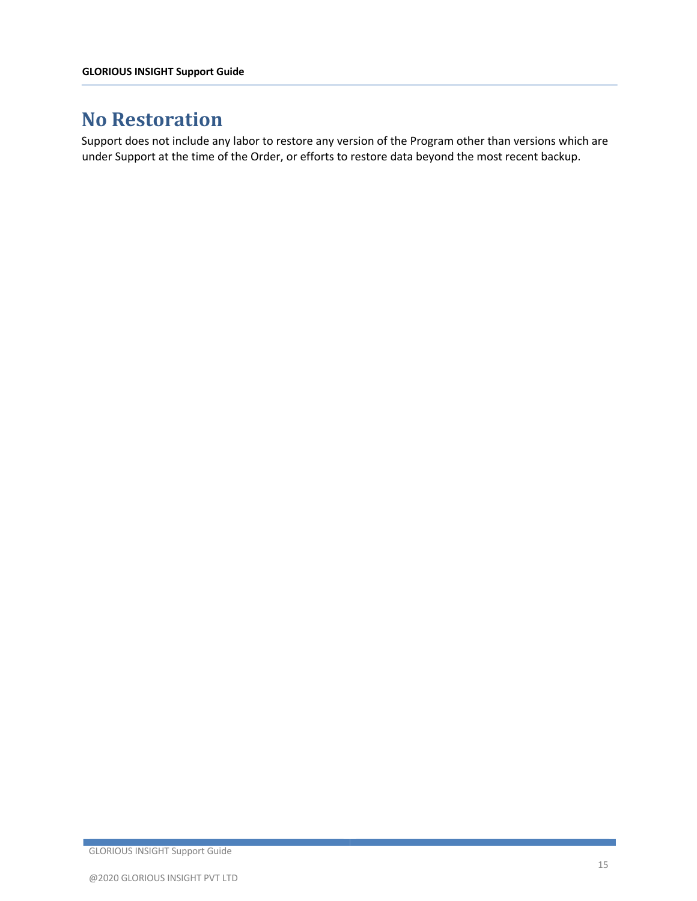## No Restoration

Support does not include any labor to restore any version of the Program other than versions which are under Support at the time of the Order, or efforts to restore data beyond the most recent backup.